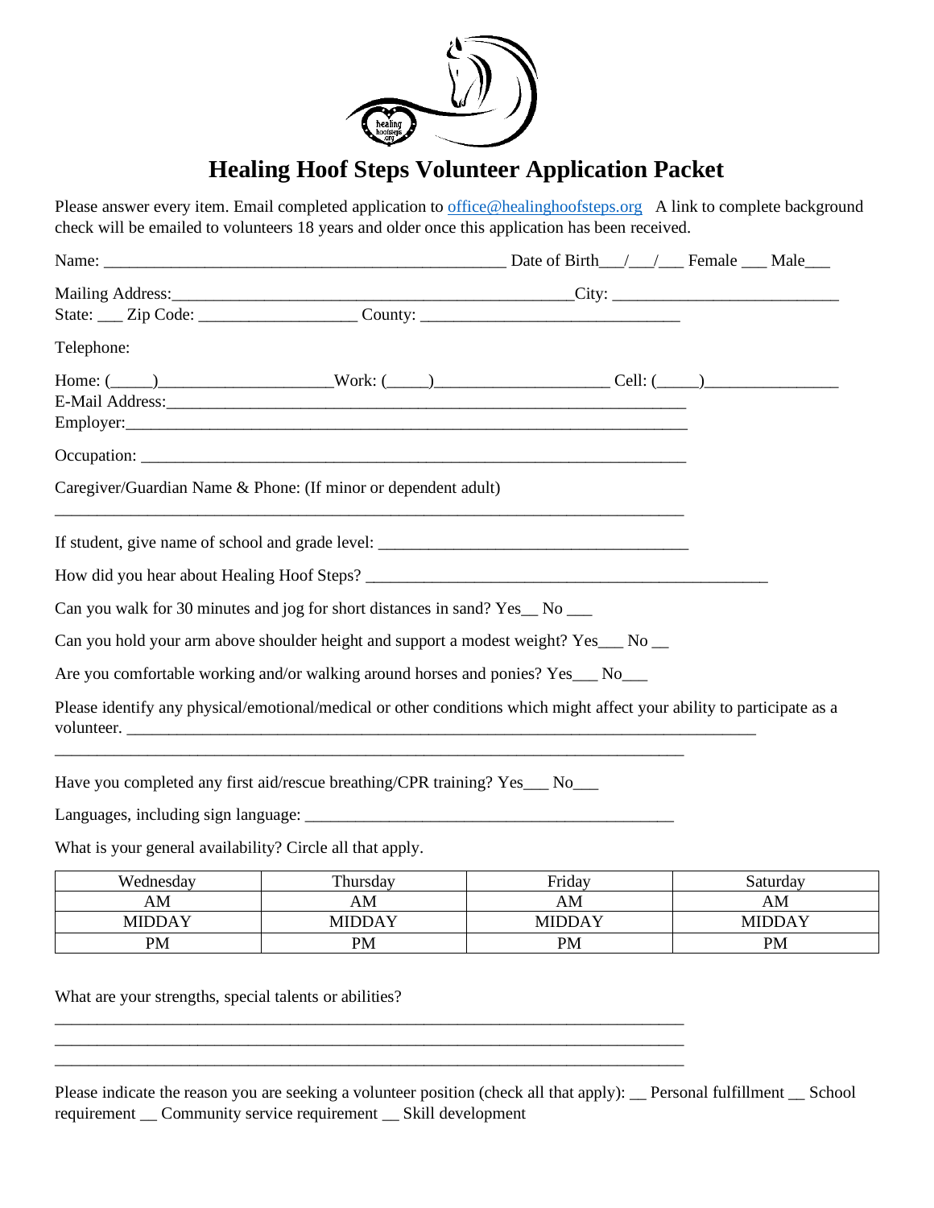# Healing Hoof Steps Volunteer Application Packet

Please answer every item. Email completed application to office@healinghoofsteps.org A link to complete background check will be emailed to volunteers 18 years and older once this application has been received.

Name: ________________________________________________ Date of Birth___/___/___ Female ___ Male___

Mailing Address:_______________________________________________City: __________________________
State: ___ Zip Code: __________________ County: ______________________________

Telephone:

Home: (_____)____________________Work: (_____)____________________ Cell: (_____)________________
E-Mail Address:______________________________________________________________
Employer:__________________________________________________________________

Occupation: ________________________________________________________________

Caregiver/Guardian Name & Phone: (If minor or dependent adult)

___________________________________________________________________________

If student, give name of school and grade level: ____________________________________

How did you hear about Healing Hoof Steps? _______________________________________________

Can you walk for 30 minutes and jog for short distances in sand? Yes__ No ___

Can you hold your arm above shoulder height and support a modest weight? Yes___ No __

Are you comfortable working and/or walking around horses and ponies? Yes___ No___

Please identify any physical/emotional/medical or other conditions which might affect your ability to participate as a volunteer. ___________________________________________________________________________

___________________________________________________________________________

Have you completed any first aid/rescue breathing/CPR training? Yes___ No___

Languages, including sign language: ____________________________________________

What is your general availability? Circle all that apply.

| Wednesday | Thursday | Friday | Saturday |
|---|---|---|---|
| AM | AM | AM | AM |
| MIDDAY | MIDDAY | MIDDAY | MIDDAY |
| PM | PM | PM | PM |

What are your strengths, special talents or abilities?

___________________________________________________________________________
___________________________________________________________________________
___________________________________________________________________________

Please indicate the reason you are seeking a volunteer position (check all that apply): __ Personal fulfillment __ School requirement __ Community service requirement __ Skill development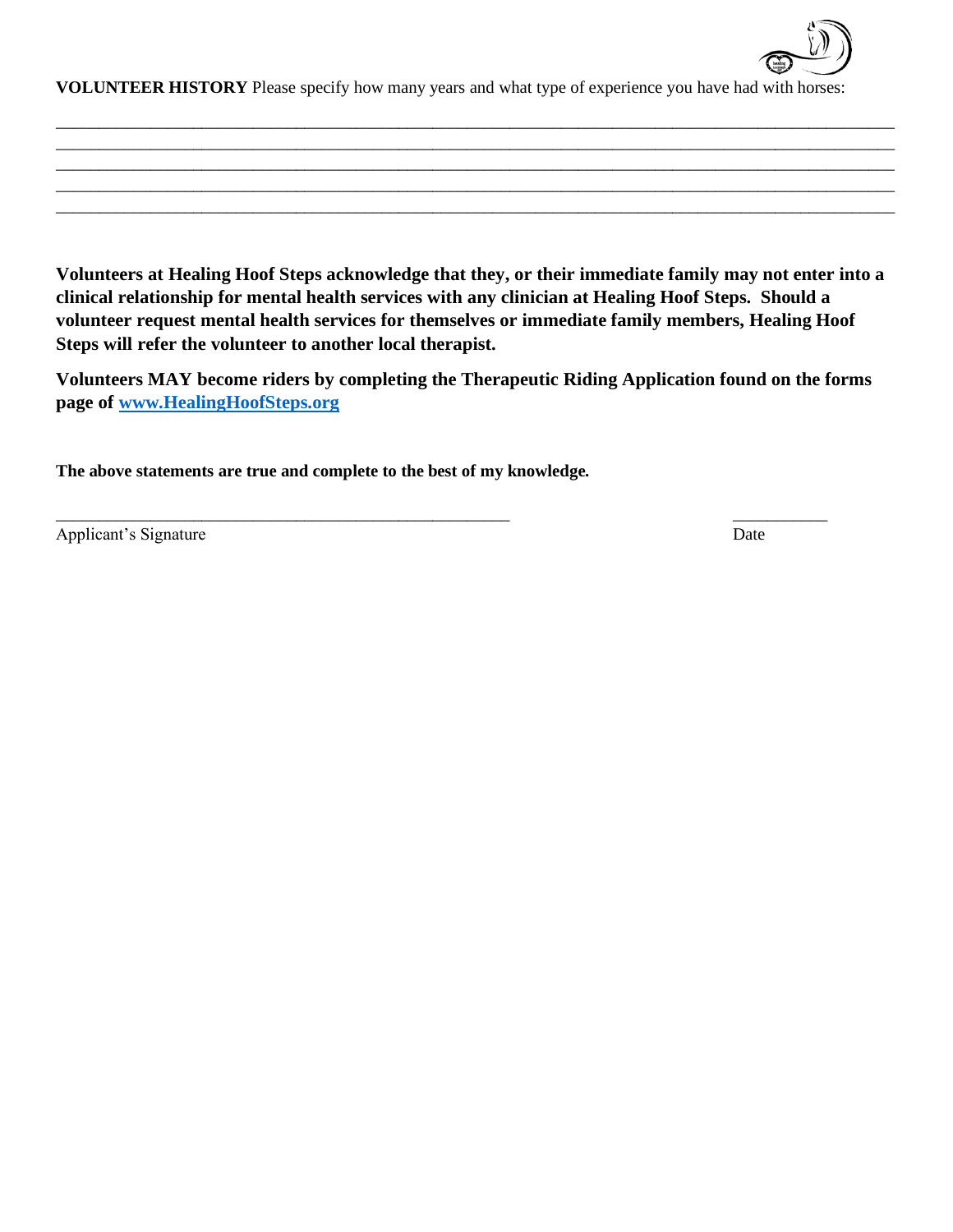**VOLUNTEER HISTORY** Please specify how many years and what type of experience you have had with horses:

\_\_\_\_\_\_\_\_\_\_\_\_\_\_\_\_\_\_\_\_\_\_\_\_\_\_\_\_\_\_\_\_\_\_\_\_\_\_\_\_\_\_\_\_\_\_\_\_\_\_\_\_\_\_\_\_\_\_\_\_\_\_\_\_\_\_\_\_\_\_\_\_\_\_\_\_\_\_\_\_\_\_\_\_\_\_\_\_\_\_
\_\_\_\_\_\_\_\_\_\_\_\_\_\_\_\_\_\_\_\_\_\_\_\_\_\_\_\_\_\_\_\_\_\_\_\_\_\_\_\_\_\_\_\_\_\_\_\_\_\_\_\_\_\_\_\_\_\_\_\_\_\_\_\_\_\_\_\_\_\_\_\_\_\_\_\_\_\_\_\_\_\_\_\_\_\_\_\_\_\_
\_\_\_\_\_\_\_\_\_\_\_\_\_\_\_\_\_\_\_\_\_\_\_\_\_\_\_\_\_\_\_\_\_\_\_\_\_\_\_\_\_\_\_\_\_\_\_\_\_\_\_\_\_\_\_\_\_\_\_\_\_\_\_\_\_\_\_\_\_\_\_\_\_\_\_\_\_\_\_\_\_\_\_\_\_\_\_\_\_\_
\_\_\_\_\_\_\_\_\_\_\_\_\_\_\_\_\_\_\_\_\_\_\_\_\_\_\_\_\_\_\_\_\_\_\_\_\_\_\_\_\_\_\_\_\_\_\_\_\_\_\_\_\_\_\_\_\_\_\_\_\_\_\_\_\_\_\_\_\_\_\_\_\_\_\_\_\_\_\_\_\_\_\_\_\_\_\_\_\_\_
\_\_\_\_\_\_\_\_\_\_\_\_\_\_\_\_\_\_\_\_\_\_\_\_\_\_\_\_\_\_\_\_\_\_\_\_\_\_\_\_\_\_\_\_\_\_\_\_\_\_\_\_\_\_\_\_\_\_\_\_\_\_\_\_\_\_\_\_\_\_\_\_\_\_\_\_\_\_\_\_\_\_\_\_\_\_\_\_\_\_

**Volunteers at Healing Hoof Steps acknowledge that they, or their immediate family may not enter into a clinical relationship for mental health services with any clinician at Healing Hoof Steps. Should a volunteer request mental health services for themselves or immediate family members, Healing Hoof Steps will refer the volunteer to another local therapist.**

**Volunteers MAY become riders by completing the Therapeutic Riding Application found on the forms page of [www.HealingHoofSteps.org](http://www.HealingHoofSteps.org)**

**The above statements are true and complete to the best of my knowledge.**

\_\_\_\_\_\_\_\_\_\_\_\_\_\_\_\_\_\_\_\_\_\_\_\_\_\_\_\_\_\_\_\_\_\_\_\_\_\_\_\_\_\_\_\_\_\_\_\_ \_\_\_\_\_\_\_\_\_\_\_

Applicant's Signature Date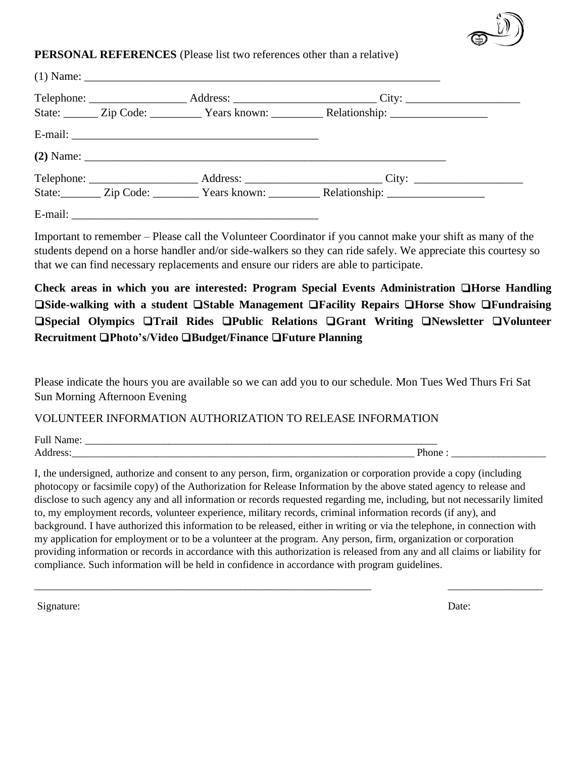**PERSONAL REFERENCES** (Please list two references other than a relative)

(1) Name: ___________________________________________________________________

Telephone: _________________ Address: _________________________ City: ____________________
State: ______ Zip Code: _________ Years known: _________ Relationship: _________________

E-mail: ____________________________________________

**(2)** Name: ___________________________________________________________________

Telephone: ___________________ Address: ________________________ City: ___________________
State:_______ Zip Code: ________ Years known: _________ Relationship: _________________

E-mail: ____________________________________________

Important to remember – Please call the Volunteer Coordinator if you cannot make your shift as many of the students depend on a horse handler and/or side-walkers so they can ride safely. We appreciate this courtesy so that we can find necessary replacements and ensure our riders are able to participate.

**Check areas in which you are interested: Program Special Events Administration ❑Horse Handling ❑Side-walking with a student ❑Stable Management ❑Facility Repairs ❑Horse Show ❑Fundraising ❑Special Olympics ❑Trail Rides ❑Public Relations ❑Grant Writing ❑Newsletter ❑Volunteer Recruitment ❑Photo's/Video ❑Budget/Finance ❑Future Planning**

Please indicate the hours you are available so we can add you to our schedule. Mon Tues Wed Thurs Fri Sat Sun Morning Afternoon Evening

VOLUNTEER INFORMATION AUTHORIZATION TO RELEASE INFORMATION

Full Name: ______________________________________________________________________
Address:_____________________________________________________________________ Phone : __________________

I, the undersigned, authorize and consent to any person, firm, organization or corporation provide a copy (including photocopy or facsimile copy) of the Authorization for Release Information by the above stated agency to release and disclose to such agency any and all information or records requested regarding me, including, but not necessarily limited to, my employment records, volunteer experience, military records, criminal information records (if any), and background. I have authorized this information to be released, either in writing or via the telephone, in connection with my application for employment or to be a volunteer at the program. Any person, firm, organization or corporation providing information or records in accordance with this authorization is released from any and all claims or liability for compliance. Such information will be held in confidence in accordance with program guidelines.

_________________________________________________________________ __________________

Signature: Date: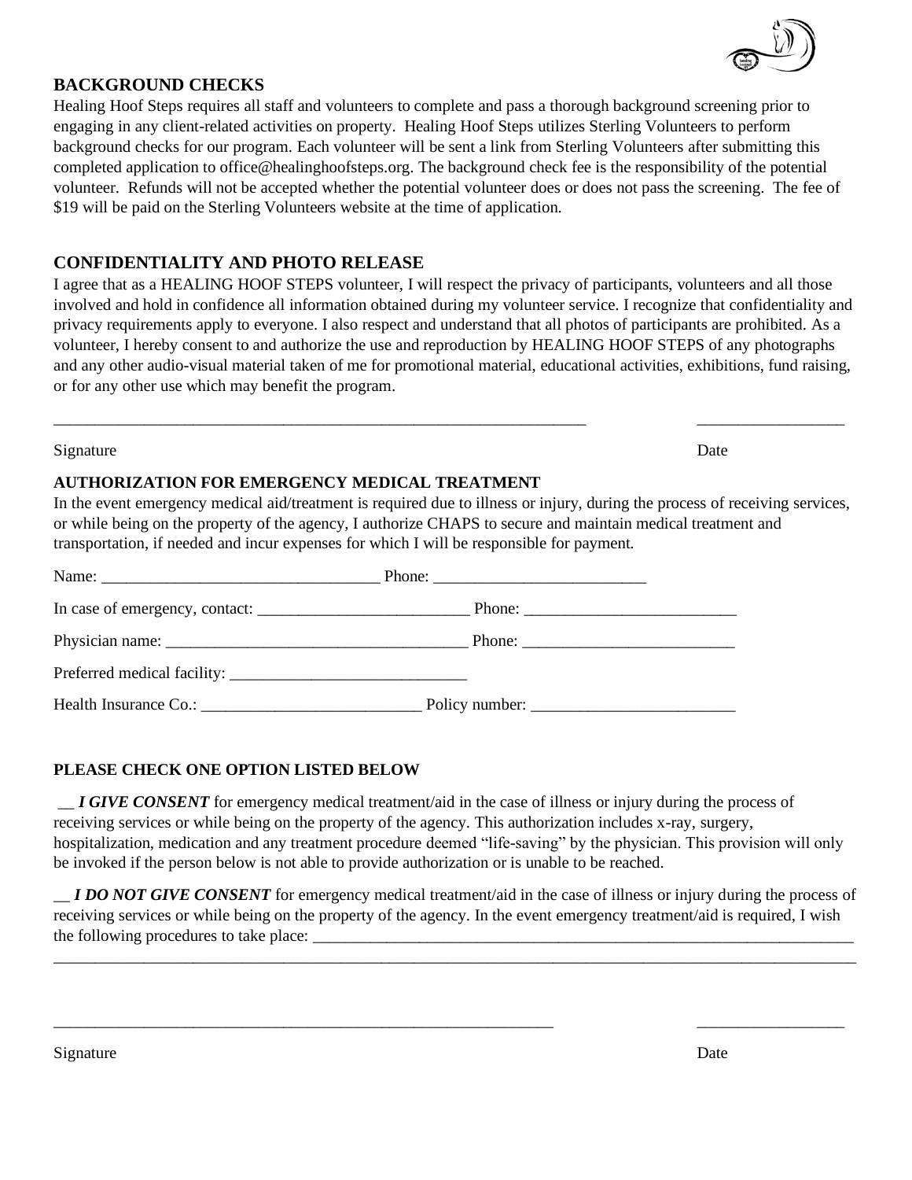## BACKGROUND CHECKS

Healing Hoof Steps requires all staff and volunteers to complete and pass a thorough background screening prior to engaging in any client-related activities on property. Healing Hoof Steps utilizes Sterling Volunteers to perform background checks for our program. Each volunteer will be sent a link from Sterling Volunteers after submitting this completed application to office@healinghoofsteps.org. The background check fee is the responsibility of the potential volunteer. Refunds will not be accepted whether the potential volunteer does or does not pass the screening. The fee of $19 will be paid on the Sterling Volunteers website at the time of application.

## CONFIDENTIALITY AND PHOTO RELEASE

I agree that as a HEALING HOOF STEPS volunteer, I will respect the privacy of participants, volunteers and all those involved and hold in confidence all information obtained during my volunteer service. I recognize that confidentiality and privacy requirements apply to everyone. I also respect and understand that all photos of participants are prohibited. As a volunteer, I hereby consent to and authorize the use and reproduction by HEALING HOOF STEPS of any photographs and any other audio-visual material taken of me for promotional material, educational activities, exhibitions, fund raising, or for any other use which may benefit the program.

_______________________________________________________________ __________________

Signature Date

### AUTHORIZATION FOR EMERGENCY MEDICAL TREATMENT

In the event emergency medical aid/treatment is required due to illness or injury, during the process of receiving services, or while being on the property of the agency, I authorize CHAPS to secure and maintain medical treatment and transportation, if needed and incur expenses for which I will be responsible for payment.

Name: _________________________________ Phone: __________________________

In case of emergency, contact: __________________________ Phone: __________________________

Physician name: ____________________________________ Phone: __________________________

Preferred medical facility: _____________________________

Health Insurance Co.: ___________________________ Policy number: _________________________

### PLEASE CHECK ONE OPTION LISTED BELOW

__ ***I GIVE CONSENT*** for emergency medical treatment/aid in the case of illness or injury during the process of receiving services or while being on the property of the agency. This authorization includes x-ray, surgery, hospitalization, medication and any treatment procedure deemed "life-saving" by the physician. This provision will only be invoked if the person below is not able to provide authorization or is unable to be reached.

__ ***I DO NOT GIVE CONSENT*** for emergency medical treatment/aid in the case of illness or injury during the process of receiving services or while being on the property of the agency. In the event emergency treatment/aid is required, I wish the following procedures to take place: ____________________________________________________________________
______________________________________________________________________________________________

_____________________________________________________________ __________________

Signature Date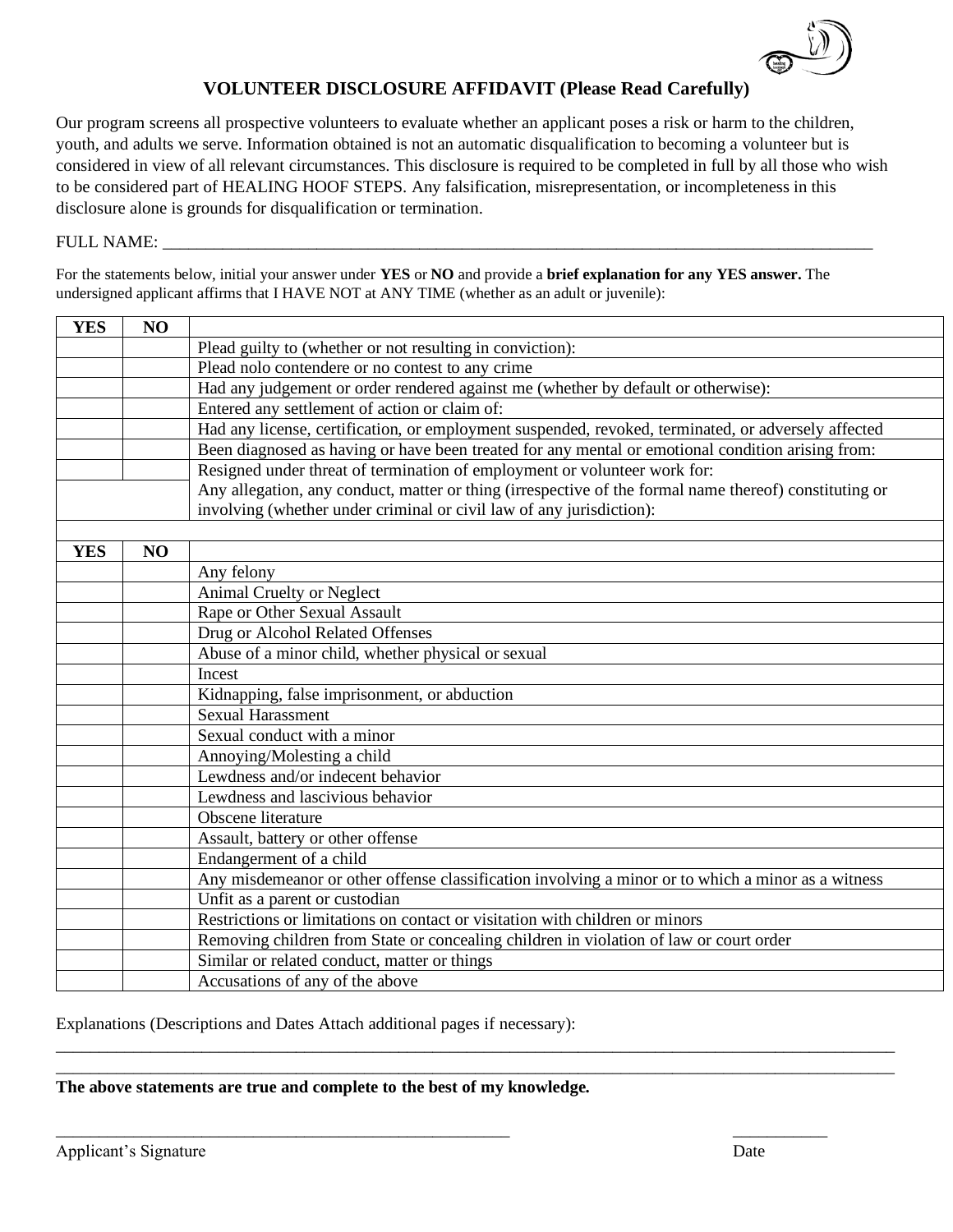## VOLUNTEER DISCLOSURE AFFIDAVIT (Please Read Carefully)

Our program screens all prospective volunteers to evaluate whether an applicant poses a risk or harm to the children, youth, and adults we serve. Information obtained is not an automatic disqualification to becoming a volunteer but is considered in view of all relevant circumstances. This disclosure is required to be completed in full by all those who wish to be considered part of HEALING HOOF STEPS. Any falsification, misrepresentation, or incompleteness in this disclosure alone is grounds for disqualification or termination.

FULL NAME: ___________________________________________________________________________

For the statements below, initial your answer under **YES** or **NO** and provide a **brief explanation for any YES answer.** The undersigned applicant affirms that I HAVE NOT at ANY TIME (whether as an adult or juvenile):

| YES | NO | |
|---|---|---|
| | | Plead guilty to (whether or not resulting in conviction): |
| | | Plead nolo contendere or no contest to any crime |
| | | Had any judgement or order rendered against me (whether by default or otherwise): |
| | | Entered any settlement of action or claim of: |
| | | Had any license, certification, or employment suspended, revoked, terminated, or adversely affected |
| | | Been diagnosed as having or have been treated for any mental or emotional condition arising from: |
| | | Resigned under threat of termination of employment or volunteer work for: |
| | | Any allegation, any conduct, matter or thing (irrespective of the formal name thereof) constituting or involving (whether under criminal or civil law of any jurisdiction): |

| YES | NO | |
|---|---|---|
| | | Any felony |
| | | Animal Cruelty or Neglect |
| | | Rape or Other Sexual Assault |
| | | Drug or Alcohol Related Offenses |
| | | Abuse of a minor child, whether physical or sexual |
| | | Incest |
| | | Kidnapping, false imprisonment, or abduction |
| | | Sexual Harassment |
| | | Sexual conduct with a minor |
| | | Annoying/Molesting a child |
| | | Lewdness and/or indecent behavior |
| | | Lewdness and lascivious behavior |
| | | Obscene literature |
| | | Assault, battery or other offense |
| | | Endangerment of a child |
| | | Any misdemeanor or other offense classification involving a minor or to which a minor as a witness |
| | | Unfit as a parent or custodian |
| | | Restrictions or limitations on contact or visitation with children or minors |
| | | Removing children from State or concealing children in violation of law or court order |
| | | Similar or related conduct, matter or things |
| | | Accusations of any of the above |

Explanations (Descriptions and Dates Attach additional pages if necessary):

_____________________________________________________________________________________________

_____________________________________________________________________________________________

**The above statements are true and complete to the best of my knowledge.**

_____________________________________________ ___________

Applicant's Signature Date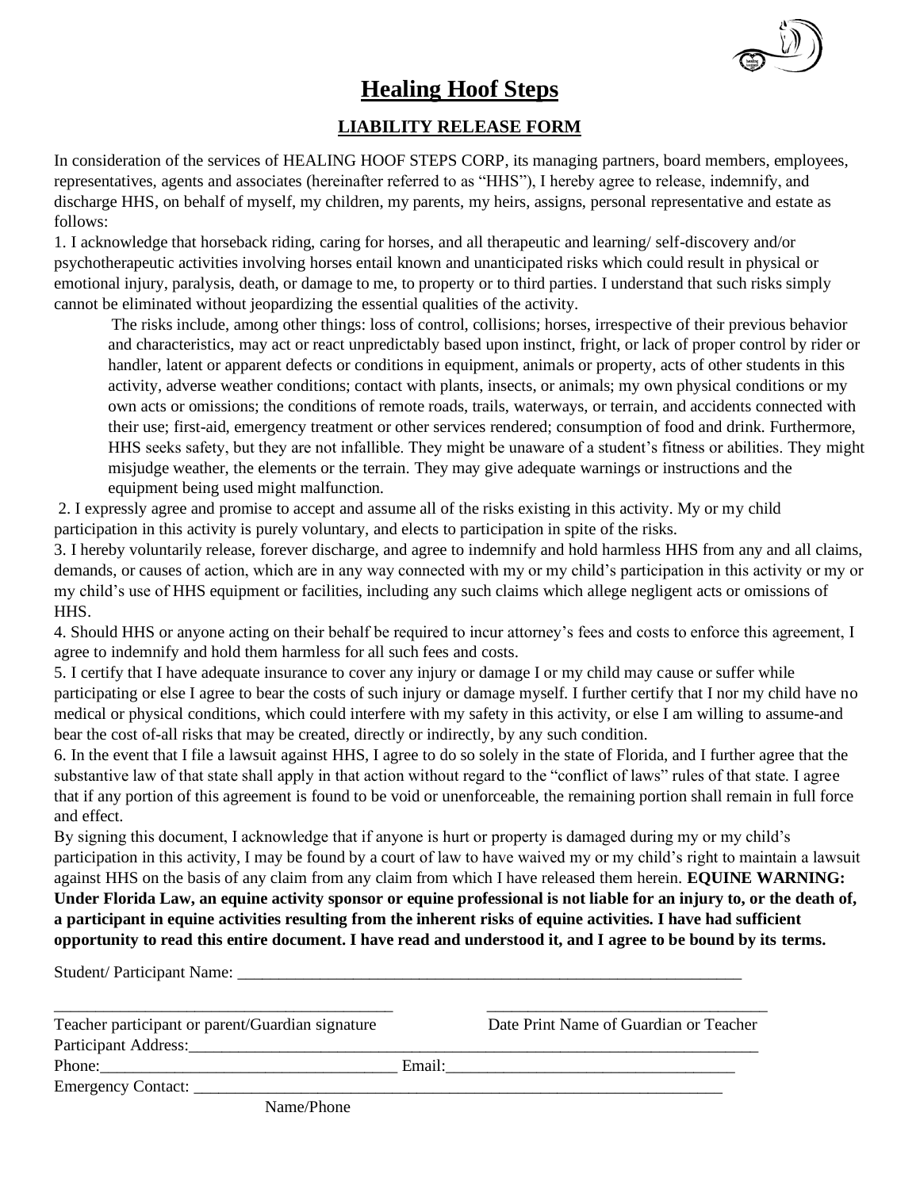# Healing Hoof Steps

## LIABILITY RELEASE FORM

In consideration of the services of HEALING HOOF STEPS CORP, its managing partners, board members, employees, representatives, agents and associates (hereinafter referred to as "HHS"), I hereby agree to release, indemnify, and discharge HHS, on behalf of myself, my children, my parents, my heirs, assigns, personal representative and estate as follows:

1. I acknowledge that horseback riding, caring for horses, and all therapeutic and learning/ self-discovery and/or psychotherapeutic activities involving horses entail known and unanticipated risks which could result in physical or emotional injury, paralysis, death, or damage to me, to property or to third parties. I understand that such risks simply cannot be eliminated without jeopardizing the essential qualities of the activity.

   The risks include, among other things: loss of control, collisions; horses, irrespective of their previous behavior and characteristics, may act or react unpredictably based upon instinct, fright, or lack of proper control by rider or handler, latent or apparent defects or conditions in equipment, animals or property, acts of other students in this activity, adverse weather conditions; contact with plants, insects, or animals; my own physical conditions or my own acts or omissions; the conditions of remote roads, trails, waterways, or terrain, and accidents connected with their use; first-aid, emergency treatment or other services rendered; consumption of food and drink. Furthermore, HHS seeks safety, but they are not infallible. They might be unaware of a student's fitness or abilities. They might misjudge weather, the elements or the terrain. They may give adequate warnings or instructions and the equipment being used might malfunction.

2. I expressly agree and promise to accept and assume all of the risks existing in this activity. My or my child participation in this activity is purely voluntary, and elects to participation in spite of the risks.
3. I hereby voluntarily release, forever discharge, and agree to indemnify and hold harmless HHS from any and all claims, demands, or causes of action, which are in any way connected with my or my child's participation in this activity or my or my child's use of HHS equipment or facilities, including any such claims which allege negligent acts or omissions of HHS.
4. Should HHS or anyone acting on their behalf be required to incur attorney's fees and costs to enforce this agreement, I agree to indemnify and hold them harmless for all such fees and costs.
5. I certify that I have adequate insurance to cover any injury or damage I or my child may cause or suffer while participating or else I agree to bear the costs of such injury or damage myself. I further certify that I nor my child have no medical or physical conditions, which could interfere with my safety in this activity, or else I am willing to assume-and bear the cost of-all risks that may be created, directly or indirectly, by any such condition.
6. In the event that I file a lawsuit against HHS, I agree to do so solely in the state of Florida, and I further agree that the substantive law of that state shall apply in that action without regard to the "conflict of laws" rules of that state. I agree that if any portion of this agreement is found to be void or unenforceable, the remaining portion shall remain in full force and effect.

By signing this document, I acknowledge that if anyone is hurt or property is damaged during my or my child's participation in this activity, I may be found by a court of law to have waived my or my child's right to maintain a lawsuit against HHS on the basis of any claim from any claim from which I have released them herein. **EQUINE WARNING: Under Florida Law, an equine activity sponsor or equine professional is not liable for an injury to, or the death of, a participant in equine activities resulting from the inherent risks of equine activities. I have had sufficient opportunity to read this entire document. I have read and understood it, and I agree to be bound by its terms.**

Student/ Participant Name: ____________________________________________

____________________________________________ ____________________________________

Teacher participant or parent/Guardian signature Date Print Name of Guardian or Teacher

Participant Address:____________________________________________

Phone:__________________________ Email:__________________________

Emergency Contact: ____________________________________________

Name/Phone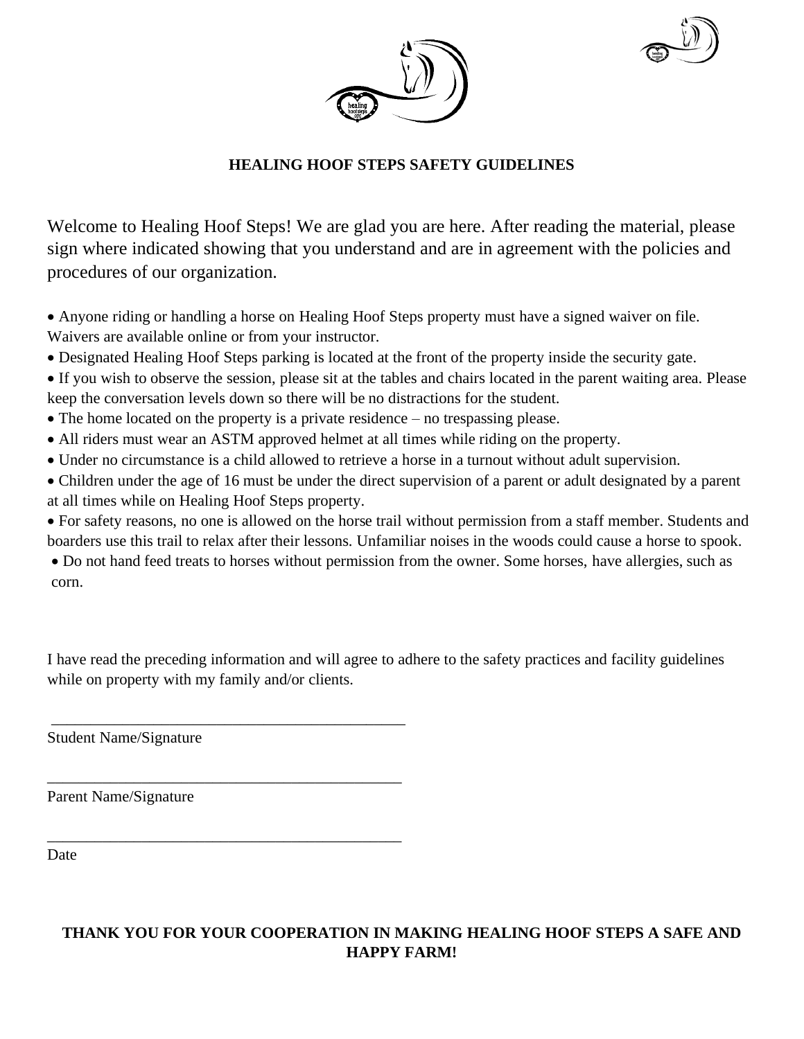**HEALING HOOF STEPS SAFETY GUIDELINES**

Welcome to Healing Hoof Steps! We are glad you are here. After reading the material, please sign where indicated showing that you understand and are in agreement with the policies and procedures of our organization.

- Anyone riding or handling a horse on Healing Hoof Steps property must have a signed waiver on file. Waivers are available online or from your instructor.
- Designated Healing Hoof Steps parking is located at the front of the property inside the security gate.
- If you wish to observe the session, please sit at the tables and chairs located in the parent waiting area. Please keep the conversation levels down so there will be no distractions for the student.
- The home located on the property is a private residence – no trespassing please.
- All riders must wear an ASTM approved helmet at all times while riding on the property.
- Under no circumstance is a child allowed to retrieve a horse in a turnout without adult supervision.
- Children under the age of 16 must be under the direct supervision of a parent or adult designated by a parent at all times while on Healing Hoof Steps property.
- For safety reasons, no one is allowed on the horse trail without permission from a staff member. Students and boarders use this trail to relax after their lessons. Unfamiliar noises in the woods could cause a horse to spook.
- Do not hand feed treats to horses without permission from the owner. Some horses, have allergies, such as corn.

I have read the preceding information and will agree to adhere to the safety practices and facility guidelines while on property with my family and/or clients.

\_\_\_\_\_\_\_\_\_\_\_\_\_\_\_\_\_\_\_\_\_\_\_\_\_\_\_\_\_\_\_\_\_\_\_\_\_\_\_\_\_\_\_\_\_

Student Name/Signature

\_\_\_\_\_\_\_\_\_\_\_\_\_\_\_\_\_\_\_\_\_\_\_\_\_\_\_\_\_\_\_\_\_\_\_\_\_\_\_\_\_\_\_\_\_

Parent Name/Signature

\_\_\_\_\_\_\_\_\_\_\_\_\_\_\_\_\_\_\_\_\_\_\_\_\_\_\_\_\_\_\_\_\_\_\_\_\_\_\_\_\_\_\_\_\_

Date

**THANK YOU FOR YOUR COOPERATION IN MAKING HEALING HOOF STEPS A SAFE AND HAPPY FARM!**